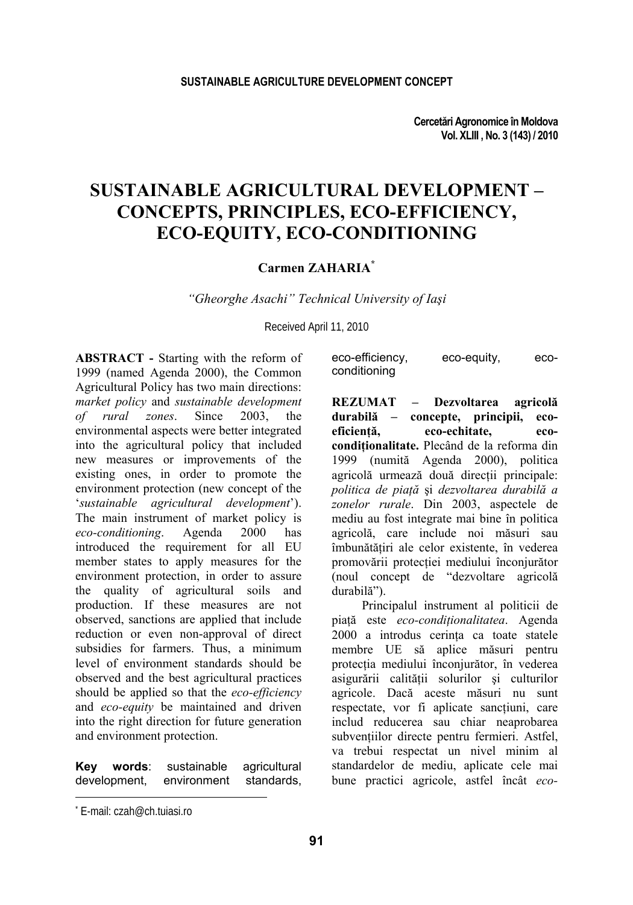# SUSTAINABLE AGRICULTURAL DEVELOPMENT – CONCEPTS, PRINCIPLES, ECO-EFFICIENCY, ECO-EQUITY, ECO-CONDITIONING

**Carmen ZAHARIA**[*]

*"Gheorghe Asachi" Technical University of Iaşi*

Received April 11, 2010

**ABSTRACT -** Starting with the reform of 1999 (named Agenda 2000), the Common Agricultural Policy has two main directions: *market policy* and *sustainable development of rural zones*. Since 2003, the environmental aspects were better integrated into the agricultural policy that included new measures or improvements of the existing ones, in order to promote the environment protection (new concept of the '*sustainable agricultural development*'). The main instrument of market policy is *eco-conditioning*. Agenda 2000 has introduced the requirement for all EU member states to apply measures for the environment protection, in order to assure the quality of agricultural soils and production. If these measures are not observed, sanctions are applied that include reduction or even non-approval of direct subsidies for farmers. Thus, a minimum level of environment standards should be observed and the best agricultural practices should be applied so that the *eco-efficiency* and *eco-equity* be maintained and driven into the right direction for future generation and environment protection.

**Key words**: sustainable agricultural development, environment standards, eco-efficiency, eco-equity, eco-conditioning

**REZUMAT – Dezvoltarea agricolă durabilă – concepte, principii, eco-eficienţă, eco-echitate, eco-condiţionalitate.** Plecând de la reforma din 1999 (numită Agenda 2000), politica agricolă urmează două direcţii principale: *politica de piaţă* şi *dezvoltarea durabilă a zonelor rurale*. Din 2003, aspectele de mediu au fost integrate mai bine în politica agricolă, care include noi măsuri sau îmbunătăţiri ale celor existente, în vederea promovării protecţiei mediului înconjurător (noul concept de "dezvoltare agricolă durabilă").

Principalul instrument al politicii de piaţă este *eco-condiţionalitatea*. Agenda 2000 a introdus cerinţa ca toate statele membre UE să aplice măsuri pentru protecţia mediului înconjurător, în vederea asigurării calităţii solurilor şi culturilor agricole. Dacă aceste măsuri nu sunt respectate, vor fi aplicate sancţiuni, care includ reducerea sau chiar neaprobarea subvenţiilor directe pentru fermieri. Astfel, va trebui respectat un nivel minim al standardelor de mediu, aplicate cele mai bune practici agricole, astfel încât *eco-*

[*] E-mail: czah@ch.tuiasi.ro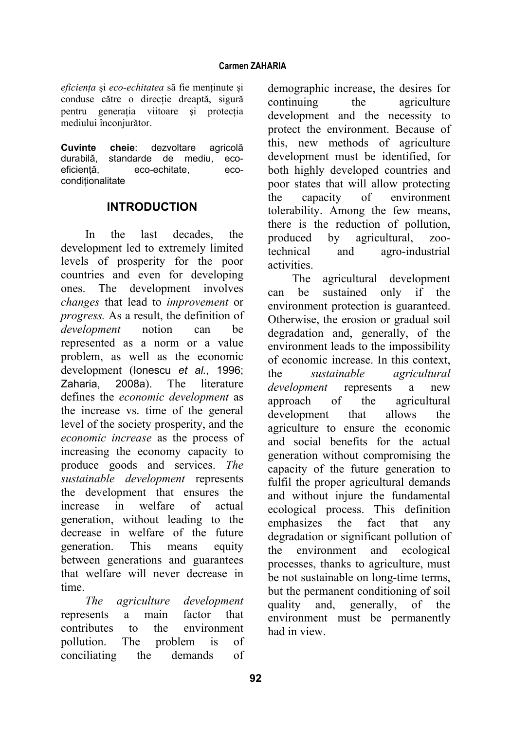*eficiența* şi *eco-echitatea* să fie menținute şi conduse către o direcție dreaptă, sigură pentru generația viitoare şi protecția mediului înconjurător.

**Cuvinte cheie**: dezvoltare agricolă durabilă, standarde de mediu, eco-eficiență, eco-echitate, eco-condiționalitate

## INTRODUCTION

In the last decades, the development led to extremely limited levels of prosperity for the poor countries and even for developing ones. The development involves *changes* that lead to *improvement* or *progress.* As a result, the definition of *development* notion can be represented as a norm or a value problem, as well as the economic development (Ionescu *et al.*, 1996; Zaharia, 2008a). The literature defines the *economic development* as the increase vs. time of the general level of the society prosperity, and the *economic increase* as the process of increasing the economy capacity to produce goods and services. *The sustainable development* represents the development that ensures the increase in welfare of actual generation, without leading to the decrease in welfare of the future generation. This means equity between generations and guarantees that welfare will never decrease in time.

*The agriculture development* represents a main factor that contributes to the environment pollution. The problem is of conciliating the demands of demographic increase, the desires for continuing the agriculture development and the necessity to protect the environment. Because of this, new methods of agriculture development must be identified, for both highly developed countries and poor states that will allow protecting the capacity of environment tolerability. Among the few means, there is the reduction of pollution, produced by agricultural, zoo-technical and agro-industrial activities.

The agricultural development can be sustained only if the environment protection is guaranteed. Otherwise, the erosion or gradual soil degradation and, generally, of the environment leads to the impossibility of economic increase. In this context, the *sustainable agricultural development* represents a new approach of the agricultural development that allows the agriculture to ensure the economic and social benefits for the actual generation without compromising the capacity of the future generation to fulfil the proper agricultural demands and without injure the fundamental ecological process. This definition emphasizes the fact that any degradation or significant pollution of the environment and ecological processes, thanks to agriculture, must be not sustainable on long-time terms, but the permanent conditioning of soil quality and, generally, of the environment must be permanently had in view.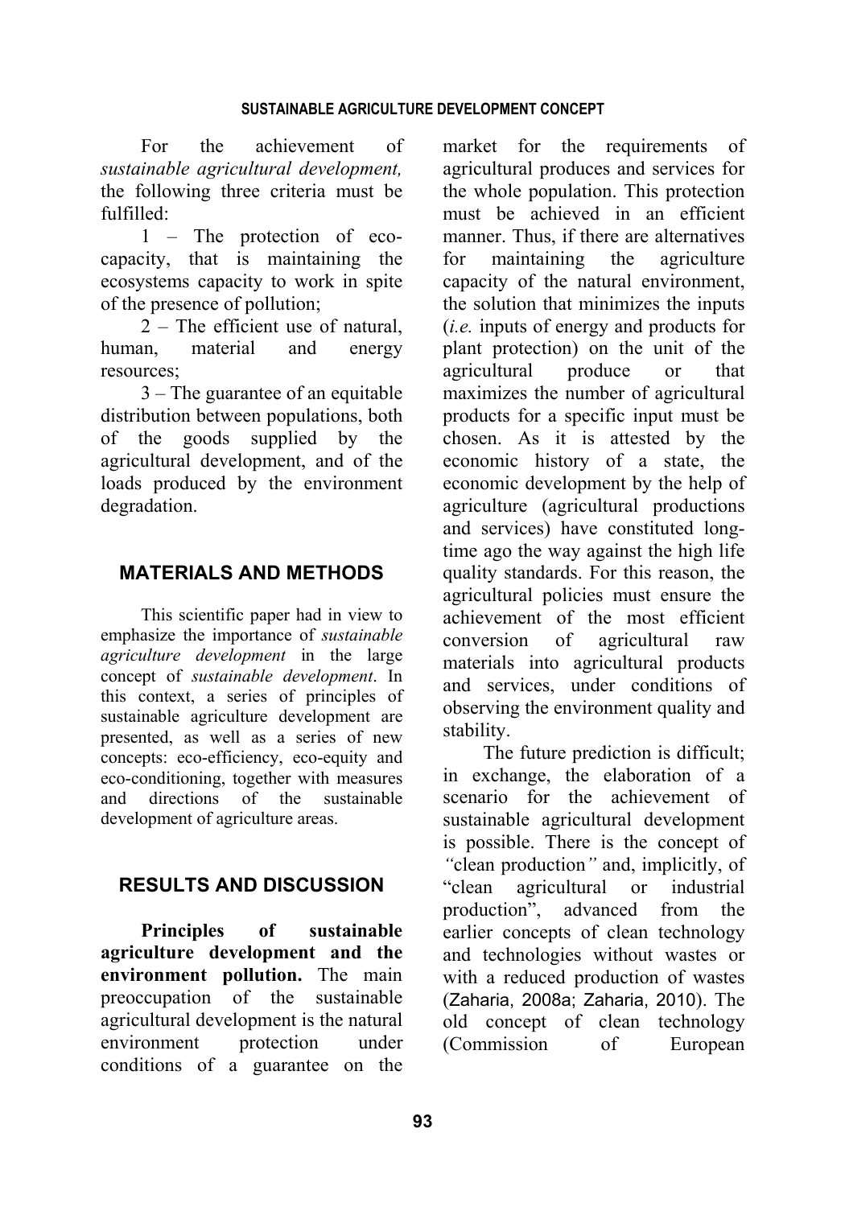For the achievement of *sustainable agricultural development,* the following three criteria must be fulfilled:

1 – The protection of eco-capacity, that is maintaining the ecosystems capacity to work in spite of the presence of pollution;

2 – The efficient use of natural, human, material and energy resources;

3 – The guarantee of an equitable distribution between populations, both of the goods supplied by the agricultural development, and of the loads produced by the environment degradation.

## MATERIALS AND METHODS

This scientific paper had in view to emphasize the importance of *sustainable agriculture development* in the large concept of *sustainable development*. In this context, a series of principles of sustainable agriculture development are presented, as well as a series of new concepts: eco-efficiency, eco-equity and eco-conditioning, together with measures and directions of the sustainable development of agriculture areas.

## RESULTS AND DISCUSSION

**Principles of sustainable agriculture development and the environment pollution.** The main preoccupation of the sustainable agricultural development is the natural environment protection under conditions of a guarantee on the market for the requirements of agricultural produces and services for the whole population. This protection must be achieved in an efficient manner. Thus, if there are alternatives for maintaining the agriculture capacity of the natural environment, the solution that minimizes the inputs (*i.e.* inputs of energy and products for plant protection) on the unit of the agricultural produce or that maximizes the number of agricultural products for a specific input must be chosen. As it is attested by the economic history of a state, the economic development by the help of agriculture (agricultural productions and services) have constituted long-time ago the way against the high life quality standards. For this reason, the agricultural policies must ensure the achievement of the most efficient conversion of agricultural raw materials into agricultural products and services, under conditions of observing the environment quality and stability.

The future prediction is difficult; in exchange, the elaboration of a scenario for the achievement of sustainable agricultural development is possible. There is the concept of *"*clean production*"* and, implicitly, of "clean agricultural or industrial production", advanced from the earlier concepts of clean technology and technologies without wastes or with a reduced production of wastes (Zaharia, 2008a; Zaharia, 2010). The old concept of clean technology (Commission of European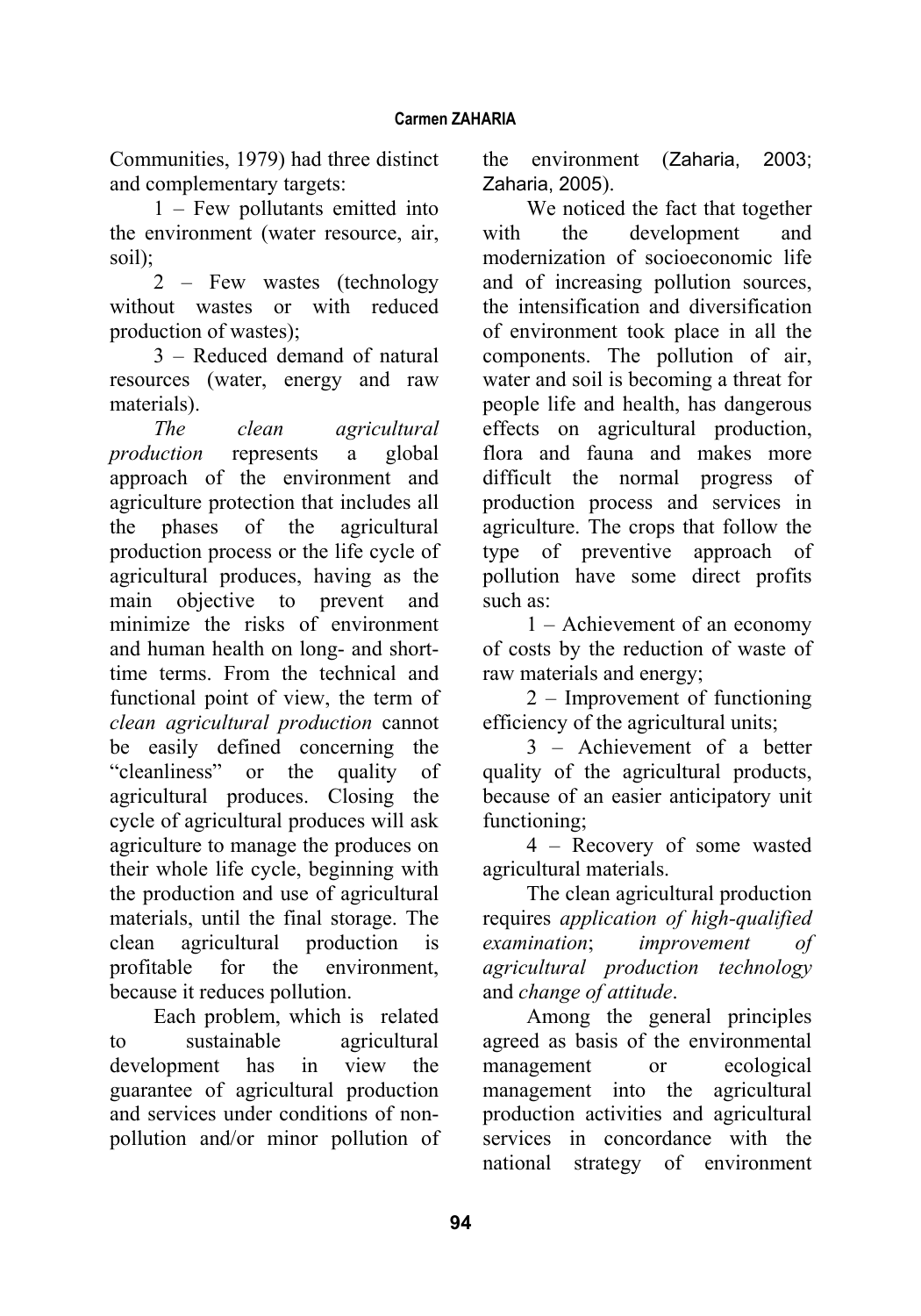Communities, 1979) had three distinct and complementary targets:

1 – Few pollutants emitted into the environment (water resource, air, soil);

2 – Few wastes (technology without wastes or with reduced production of wastes);

3 – Reduced demand of natural resources (water, energy and raw materials).

*The clean agricultural production* represents a global approach of the environment and agriculture protection that includes all the phases of the agricultural production process or the life cycle of agricultural produces, having as the main objective to prevent and minimize the risks of environment and human health on long- and short-time terms. From the technical and functional point of view, the term of *clean agricultural production* cannot be easily defined concerning the "cleanliness" or the quality of agricultural produces. Closing the cycle of agricultural produces will ask agriculture to manage the produces on their whole life cycle, beginning with the production and use of agricultural materials, until the final storage. The clean agricultural production is profitable for the environment, because it reduces pollution.

Each problem, which is related to sustainable agricultural development has in view the guarantee of agricultural production and services under conditions of non-pollution and/or minor pollution of the environment (Zaharia, 2003; Zaharia, 2005).

We noticed the fact that together with the development and modernization of socioeconomic life and of increasing pollution sources, the intensification and diversification of environment took place in all the components. The pollution of air, water and soil is becoming a threat for people life and health, has dangerous effects on agricultural production, flora and fauna and makes more difficult the normal progress of production process and services in agriculture. The crops that follow the type of preventive approach of pollution have some direct profits such as:

1 – Achievement of an economy of costs by the reduction of waste of raw materials and energy;

2 – Improvement of functioning efficiency of the agricultural units;

3 – Achievement of a better quality of the agricultural products, because of an easier anticipatory unit functioning;

4 – Recovery of some wasted agricultural materials.

The clean agricultural production requires *application of high-qualified examination*; *improvement of agricultural production technology* and *change of attitude*.

Among the general principles agreed as basis of the environmental management or ecological management into the agricultural production activities and agricultural services in concordance with the national strategy of environment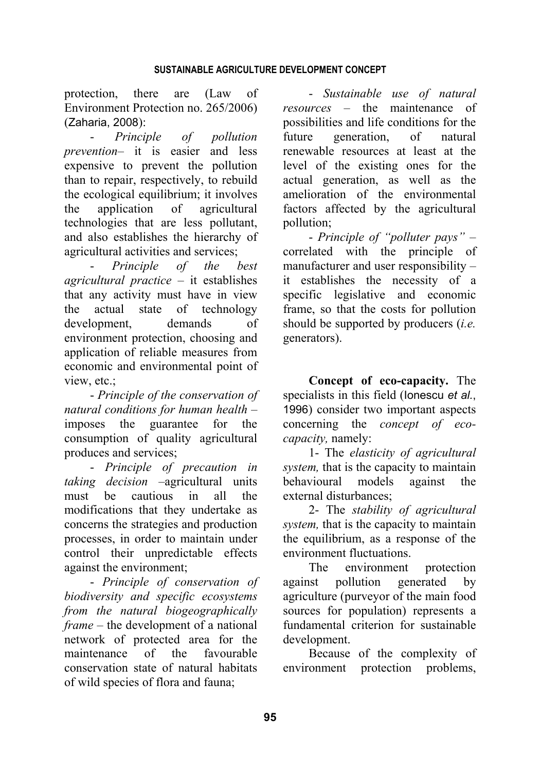protection, there are (Law of Environment Protection no. 265/2006) (Zaharia, 2008):

- *Principle of pollution prevention*– it is easier and less expensive to prevent the pollution than to repair, respectively, to rebuild the ecological equilibrium; it involves the application of agricultural technologies that are less pollutant, and also establishes the hierarchy of agricultural activities and services;

- *Principle of the best agricultural practice* – it establishes that any activity must have in view the actual state of technology development, demands of environment protection, choosing and application of reliable measures from economic and environmental point of view, etc.;

- *Principle of the conservation of natural conditions for human health* – imposes the guarantee for the consumption of quality agricultural produces and services;

- *Principle of precaution in taking decision* –agricultural units must be cautious in all the modifications that they undertake as concerns the strategies and production processes, in order to maintain under control their unpredictable effects against the environment;

- *Principle of conservation of biodiversity and specific ecosystems from the natural biogeographically frame* – the development of a national network of protected area for the maintenance of the favourable conservation state of natural habitats of wild species of flora and fauna;

- *Sustainable use of natural resources* – the maintenance of possibilities and life conditions for the future generation, of natural renewable resources at least at the level of the existing ones for the actual generation, as well as the amelioration of the environmental factors affected by the agricultural pollution;

- *Principle of "polluter pays"* – correlated with the principle of manufacturer and user responsibility – it establishes the necessity of a specific legislative and economic frame, so that the costs for pollution should be supported by producers (*i.e.* generators).

**Concept of eco-capacity.** The specialists in this field (Ionescu *et al.*, 1996) consider two important aspects concerning the *concept of eco-capacity,* namely:

1- The *elasticity of agricultural system,* that is the capacity to maintain behavioural models against the external disturbances;

2- The *stability of agricultural system,* that is the capacity to maintain the equilibrium, as a response of the environment fluctuations.

The environment protection against pollution generated by agriculture (purveyor of the main food sources for population) represents a fundamental criterion for sustainable development.

Because of the complexity of environment protection problems,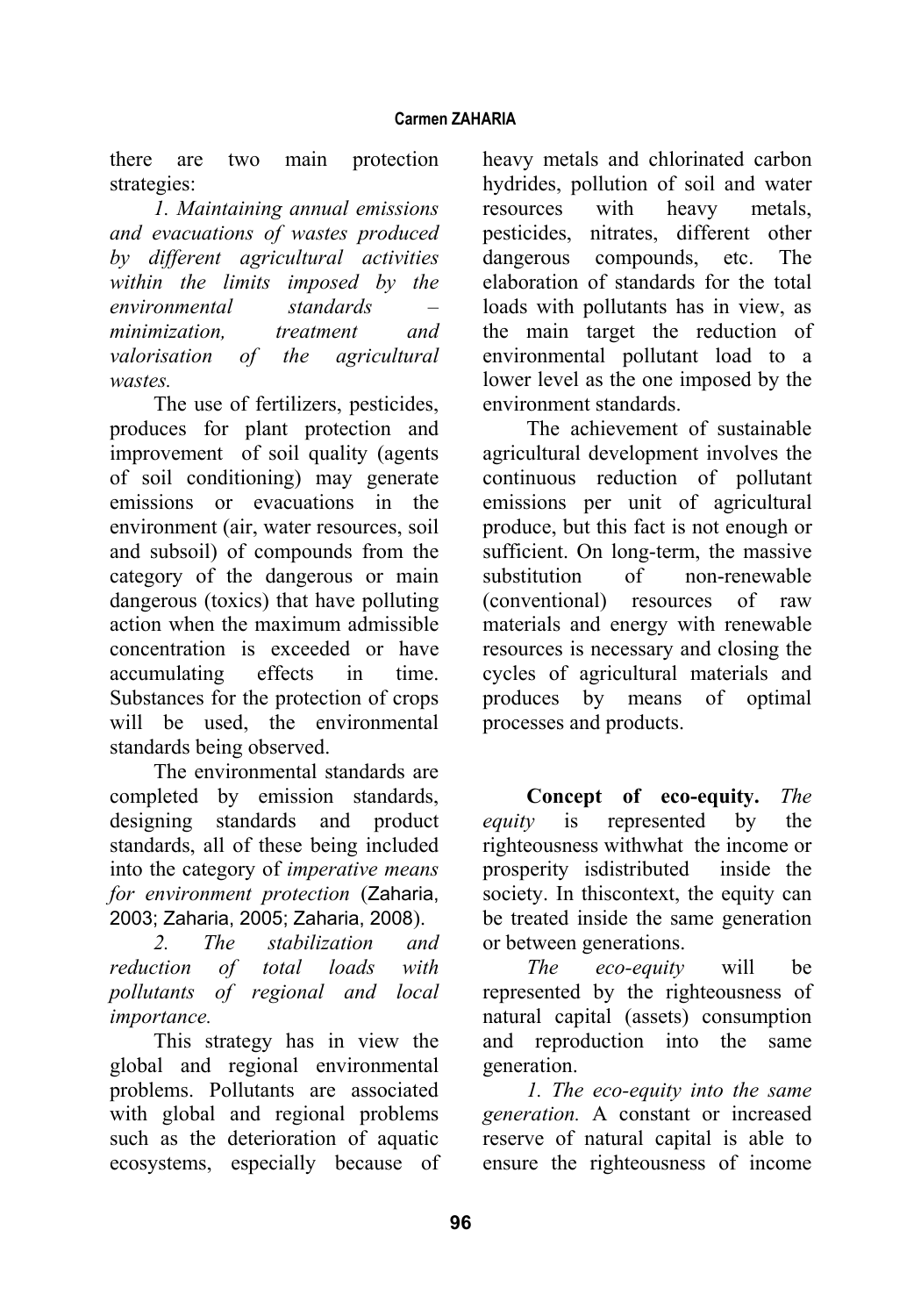there are two main protection strategies:

*1. Maintaining annual emissions and evacuations of wastes produced by different agricultural activities within the limits imposed by the environmental standards – minimization, treatment and valorisation of the agricultural wastes.*

The use of fertilizers, pesticides, produces for plant protection and improvement of soil quality (agents of soil conditioning) may generate emissions or evacuations in the environment (air, water resources, soil and subsoil) of compounds from the category of the dangerous or main dangerous (toxics) that have polluting action when the maximum admissible concentration is exceeded or have accumulating effects in time. Substances for the protection of crops will be used, the environmental standards being observed.

The environmental standards are completed by emission standards, designing standards and product standards, all of these being included into the category of *imperative means for environment protection* (Zaharia, 2003; Zaharia, 2005; Zaharia, 2008).

*2. The stabilization and reduction of total loads with pollutants of regional and local importance.*

This strategy has in view the global and regional environmental problems. Pollutants are associated with global and regional problems such as the deterioration of aquatic ecosystems, especially because of heavy metals and chlorinated carbon hydrides, pollution of soil and water resources with heavy metals, pesticides, nitrates, different other dangerous compounds, etc. The elaboration of standards for the total loads with pollutants has in view, as the main target the reduction of environmental pollutant load to a lower level as the one imposed by the environment standards.

The achievement of sustainable agricultural development involves the continuous reduction of pollutant emissions per unit of agricultural produce, but this fact is not enough or sufficient. On long-term, the massive substitution of non-renewable (conventional) resources of raw materials and energy with renewable resources is necessary and closing the cycles of agricultural materials and produces by means of optimal processes and products.

**Concept of eco-equity.** *The equity* is represented by the righteousness withwhat the income or prosperity isdistributed inside the society. In thiscontext, the equity can be treated inside the same generation or between generations.

*The eco-equity* will be represented by the righteousness of natural capital (assets) consumption and reproduction into the same generation.

*1. The eco-equity into the same generation.* A constant or increased reserve of natural capital is able to ensure the righteousness of income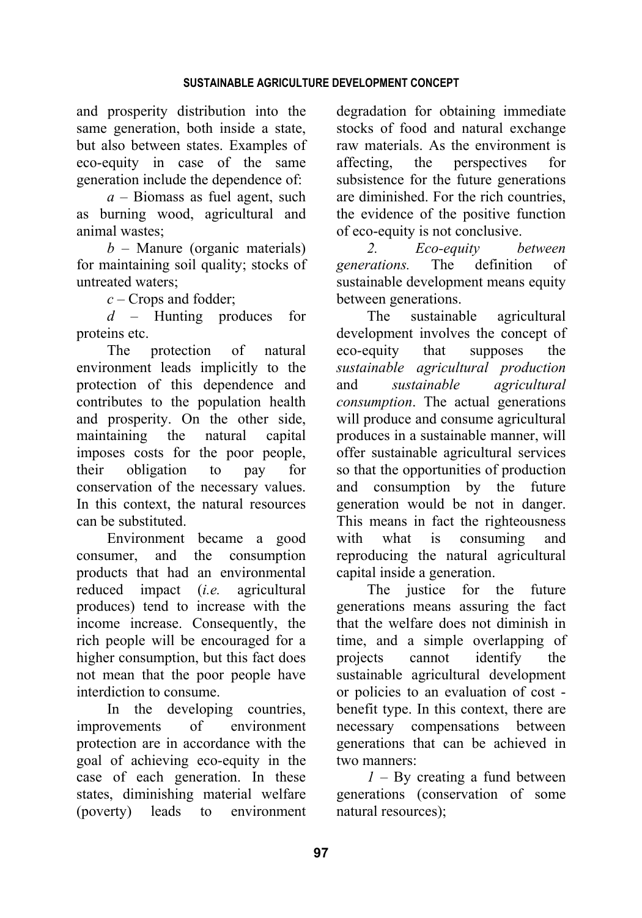and prosperity distribution into the same generation, both inside a state, but also between states. Examples of eco-equity in case of the same generation include the dependence of:

*a* – Biomass as fuel agent, such as burning wood, agricultural and animal wastes;

*b* – Manure (organic materials) for maintaining soil quality; stocks of untreated waters;

*c* – Crops and fodder;

*d* – Hunting produces for proteins etc.

The protection of natural environment leads implicitly to the protection of this dependence and contributes to the population health and prosperity. On the other side, maintaining the natural capital imposes costs for the poor people, their obligation to pay for conservation of the necessary values. In this context, the natural resources can be substituted.

Environment became a good consumer, and the consumption products that had an environmental reduced impact (*i.e.* agricultural produces) tend to increase with the income increase. Consequently, the rich people will be encouraged for a higher consumption, but this fact does not mean that the poor people have interdiction to consume.

In the developing countries, improvements of environment protection are in accordance with the goal of achieving eco-equity in the case of each generation. In these states, diminishing material welfare (poverty) leads to environment degradation for obtaining immediate stocks of food and natural exchange raw materials. As the environment is affecting, the perspectives for subsistence for the future generations are diminished. For the rich countries, the evidence of the positive function of eco-equity is not conclusive.

*2. Eco-equity between generations.* The definition of sustainable development means equity between generations.

The sustainable agricultural development involves the concept of eco-equity that supposes the *sustainable agricultural production* and *sustainable agricultural consumption*. The actual generations will produce and consume agricultural produces in a sustainable manner, will offer sustainable agricultural services so that the opportunities of production and consumption by the future generation would be not in danger. This means in fact the righteousness with what is consuming and reproducing the natural agricultural capital inside a generation.

The justice for the future generations means assuring the fact that the welfare does not diminish in time, and a simple overlapping of projects cannot identify the sustainable agricultural development or policies to an evaluation of cost - benefit type. In this context, there are necessary compensations between generations that can be achieved in two manners:

*1* – By creating a fund between generations (conservation of some natural resources);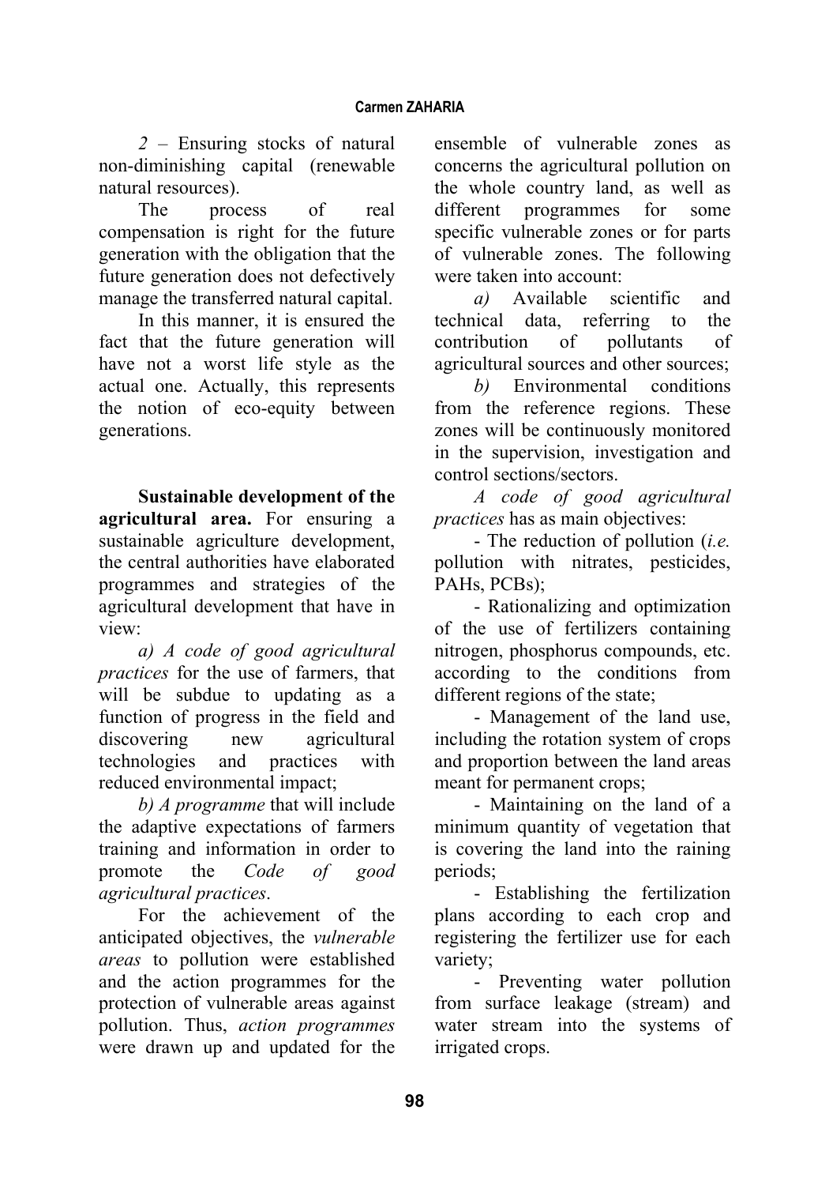*2* – Ensuring stocks of natural non-diminishing capital (renewable natural resources).

The process of real compensation is right for the future generation with the obligation that the future generation does not defectively manage the transferred natural capital.

In this manner, it is ensured the fact that the future generation will have not a worst life style as the actual one. Actually, this represents the notion of eco-equity between generations.

**Sustainable development of the agricultural area.** For ensuring a sustainable agriculture development, the central authorities have elaborated programmes and strategies of the agricultural development that have in view:

*a) A code of good agricultural practices* for the use of farmers, that will be subdue to updating as a function of progress in the field and discovering new agricultural technologies and practices with reduced environmental impact;

*b) A programme* that will include the adaptive expectations of farmers training and information in order to promote the *Code of good agricultural practices*.

For the achievement of the anticipated objectives, the *vulnerable areas* to pollution were established and the action programmes for the protection of vulnerable areas against pollution. Thus, *action programmes* were drawn up and updated for the ensemble of vulnerable zones as concerns the agricultural pollution on the whole country land, as well as different programmes for some specific vulnerable zones or for parts of vulnerable zones. The following were taken into account:

*a)* Available scientific and technical data, referring to the contribution of pollutants of agricultural sources and other sources;

*b)* Environmental conditions from the reference regions. These zones will be continuously monitored in the supervision, investigation and control sections/sectors.

*A code of good agricultural practices* has as main objectives:

- The reduction of pollution (*i.e.* pollution with nitrates, pesticides, PAHs, PCBs);
- Rationalizing and optimization of the use of fertilizers containing nitrogen, phosphorus compounds, etc. according to the conditions from different regions of the state;
- Management of the land use, including the rotation system of crops and proportion between the land areas meant for permanent crops;
- Maintaining on the land of a minimum quantity of vegetation that is covering the land into the raining periods;
- Establishing the fertilization plans according to each crop and registering the fertilizer use for each variety;
- Preventing water pollution from surface leakage (stream) and water stream into the systems of irrigated crops.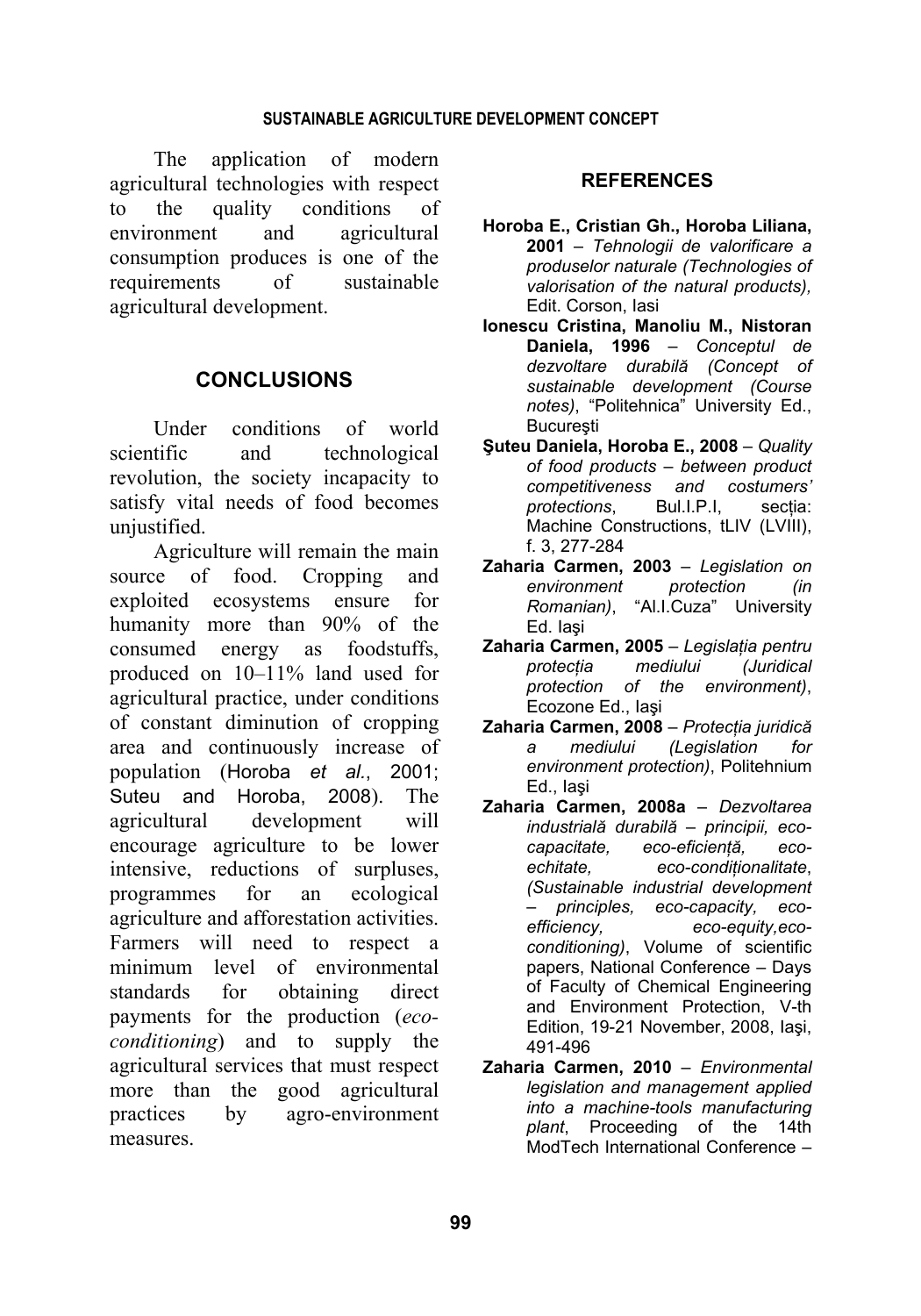The application of modern agricultural technologies with respect to the quality conditions of environment and agricultural consumption produces is one of the requirements of sustainable agricultural development.

## CONCLUSIONS

Under conditions of world scientific and technological revolution, the society incapacity to satisfy vital needs of food becomes unjustified.

Agriculture will remain the main source of food. Cropping and exploited ecosystems ensure for humanity more than 90% of the consumed energy as foodstuffs, produced on 10–11% land used for agricultural practice, under conditions of constant diminution of cropping area and continuously increase of population (Horoba *et al.*, 2001; Suteu and Horoba, 2008). The agricultural development will encourage agriculture to be lower intensive, reductions of surpluses, programmes for an ecological agriculture and afforestation activities. Farmers will need to respect a minimum level of environmental standards for obtaining direct payments for the production (*eco-conditioning*) and to supply the agricultural services that must respect more than the good agricultural practices by agro-environment measures.

## REFERENCES

**Horoba E., Cristian Gh., Horoba Liliana, 2001** – *Tehnologii de valorificare a produselor naturale (Technologies of valorisation of the natural products),* Edit. Corson, Iasi

**Ionescu Cristina, Manoliu M., Nistoran Daniela, 1996** – *Conceptul de dezvoltare durabilă (Concept of sustainable development (Course notes)*, "Politehnica" University Ed., Bucureşti

**Şuteu Daniela, Horoba E., 2008** – *Quality of food products – between product competitiveness and costumers' protections*, Bul.I.P.I, secția: Machine Constructions, tLIV (LVIII), f. 3, 277-284

**Zaharia Carmen, 2003** – *Legislation on environment protection (in Romanian)*, "Al.I.Cuza" University Ed. Iaşi

**Zaharia Carmen, 2005** – *Legislația pentru protecția mediului (Juridical protection of the environment)*, Ecozone Ed., Iaşi

**Zaharia Carmen, 2008** – *Protecția juridică a mediului (Legislation for environment protection)*, Politehnium Ed., Iaşi

**Zaharia Carmen, 2008a** – *Dezvoltarea industrială durabilă – principii, eco-capacitate, eco-eficiență, eco-echitate, eco-condiționalitate*, *(Sustainable industrial development – principles, eco-capacity, eco-efficiency, eco-equity,eco-conditioning)*, Volume of scientific papers, National Conference – Days of Faculty of Chemical Engineering and Environment Protection, V-th Edition, 19-21 November, 2008, Iaşi, 491-496

**Zaharia Carmen, 2010** – *Environmental legislation and management applied into a machine-tools manufacturing plant*, Proceeding of the 14th ModTech International Conference –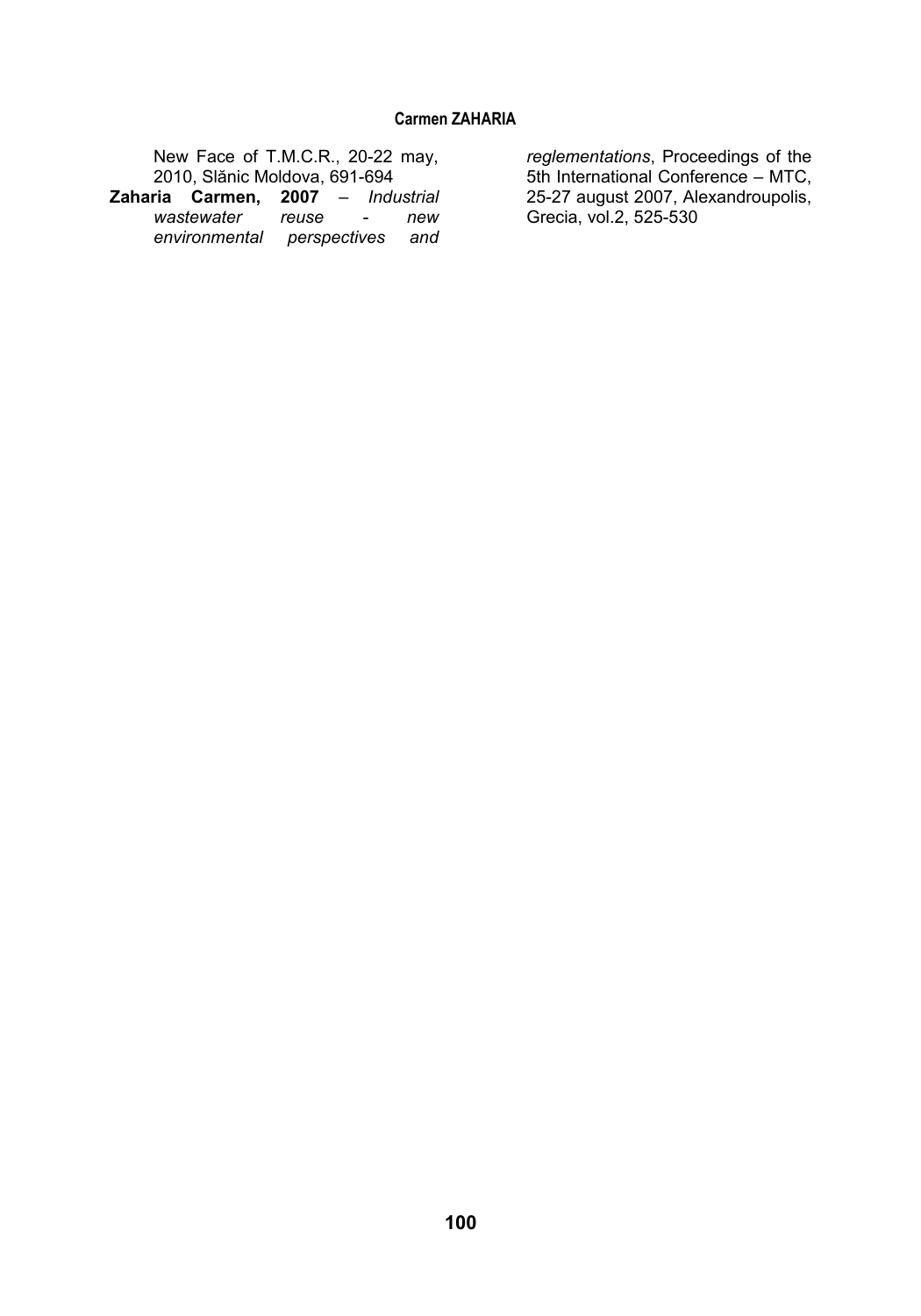New Face of T.M.C.R., 20-22 may, 2010, Slănic Moldova, 691-694

**Zaharia Carmen, 2007** – *Industrial wastewater reuse - new environmental perspectives and reglementations*, Proceedings of the 5th International Conference – MTC, 25-27 august 2007, Alexandroupolis, Grecia, vol.2, 525-530